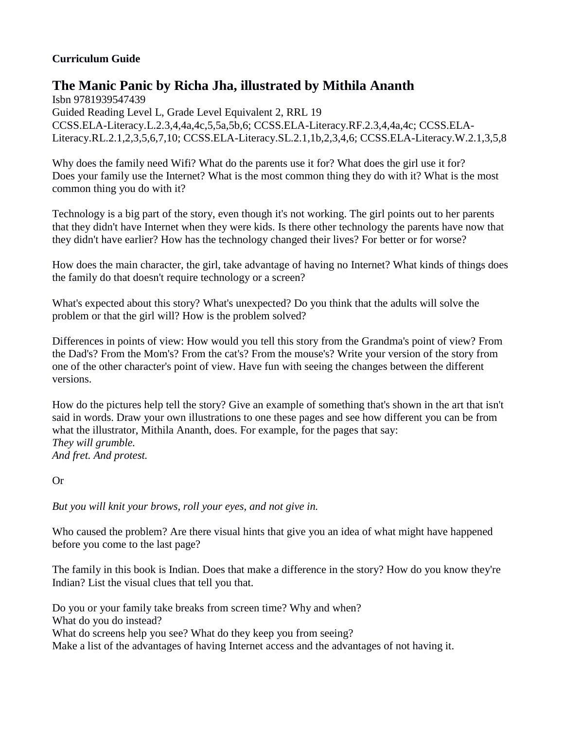**Curriculum Guide**

# The Manic Panic by Richa Jha, illustrated by Mithila Ananth

Isbn 9781939547439
Guided Reading Level L, Grade Level Equivalent 2, RRL 19
CCSS.ELA-Literacy.L.2.3,4,4a,4c,5,5a,5b,6; CCSS.ELA-Literacy.RF.2.3,4,4a,4c; CCSS.ELA-Literacy.RL.2.1,2,3,5,6,7,10; CCSS.ELA-Literacy.SL.2.1,1b,2,3,4,6; CCSS.ELA-Literacy.W.2.1,3,5,8

Why does the family need Wifi? What do the parents use it for? What does the girl use it for?
Does your family use the Internet? What is the most common thing they do with it? What is the most common thing you do with it?

Technology is a big part of the story, even though it's not working. The girl points out to her parents that they didn't have Internet when they were kids. Is there other technology the parents have now that they didn't have earlier? How has the technology changed their lives? For better or for worse?

How does the main character, the girl, take advantage of having no Internet? What kinds of things does the family do that doesn't require technology or a screen?

What's expected about this story? What's unexpected? Do you think that the adults will solve the problem or that the girl will? How is the problem solved?

Differences in points of view: How would you tell this story from the Grandma's point of view? From the Dad's? From the Mom's? From the cat's? From the mouse's? Write your version of the story from one of the other character's point of view. Have fun with seeing the changes between the different versions.

How do the pictures help tell the story? Give an example of something that's shown in the art that isn't said in words. Draw your own illustrations to one these pages and see how different you can be from what the illustrator, Mithila Ananth, does. For example, for the pages that say:
*They will grumble.*
*And fret. And protest.*

Or

*But you will knit your brows, roll your eyes, and not give in.*

Who caused the problem? Are there visual hints that give you an idea of what might have happened before you come to the last page?

The family in this book is Indian. Does that make a difference in the story? How do you know they're Indian? List the visual clues that tell you that.

Do you or your family take breaks from screen time? Why and when?
What do you do instead?
What do screens help you see? What do they keep you from seeing?
Make a list of the advantages of having Internet access and the advantages of not having it.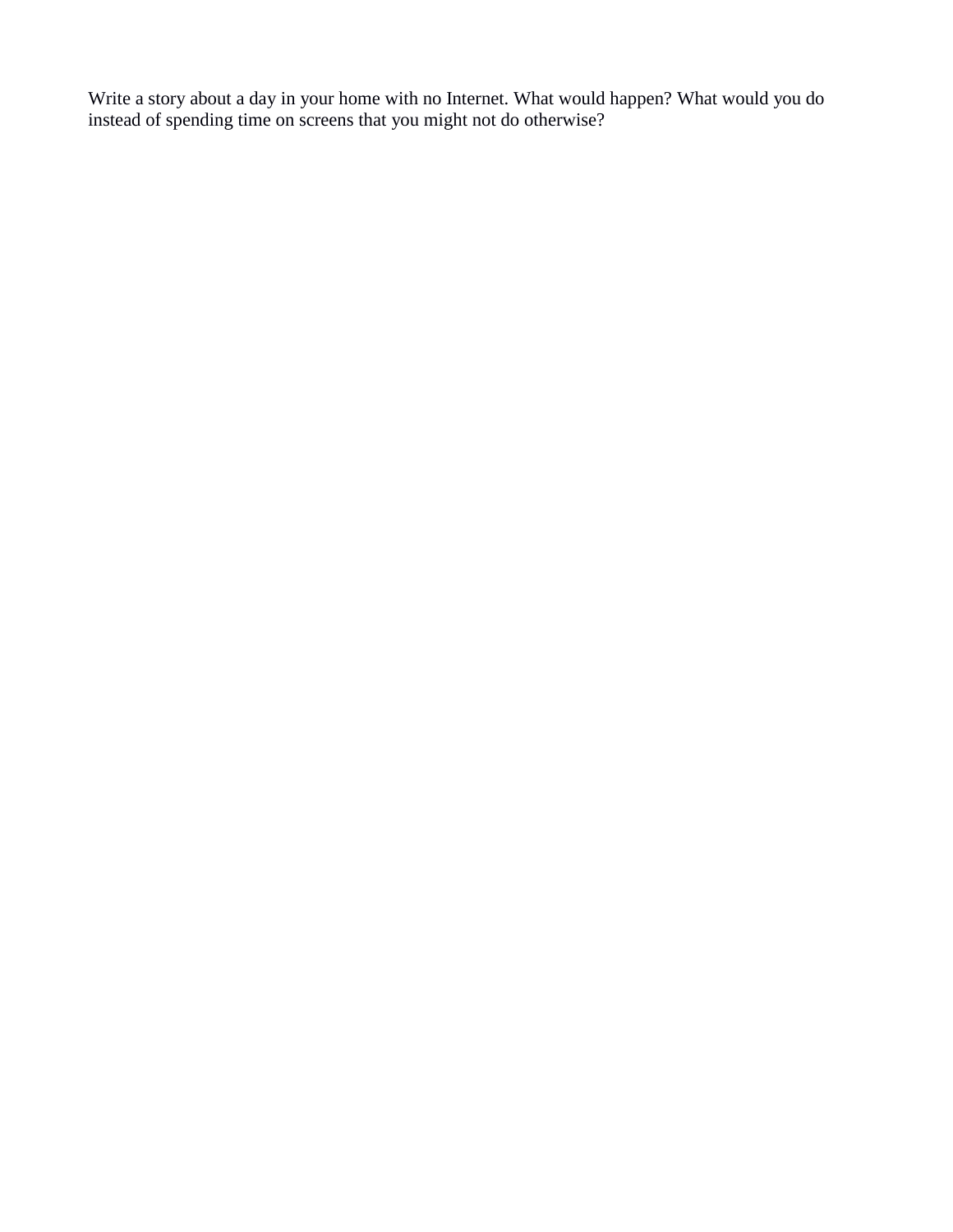Write a story about a day in your home with no Internet. What would happen? What would you do instead of spending time on screens that you might not do otherwise?